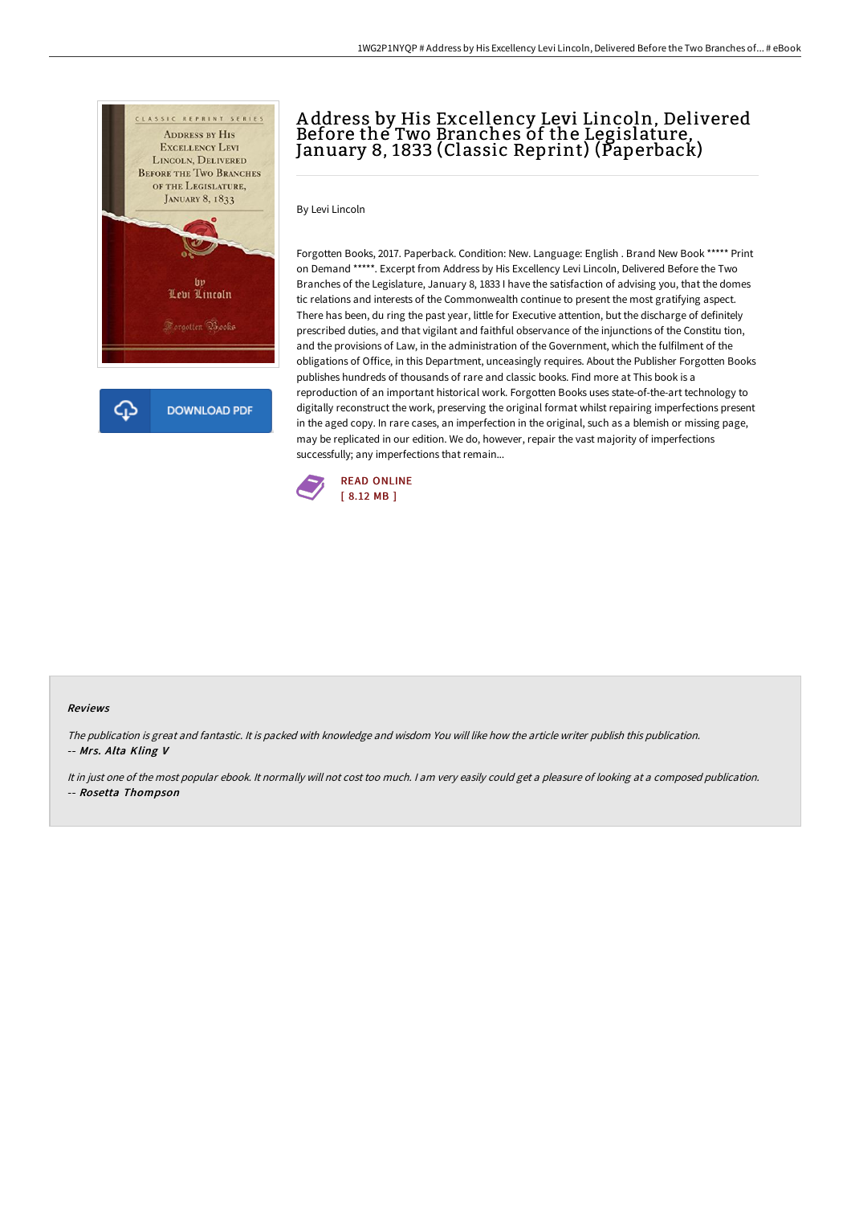# Address by His Excellency Levi Lincoln, Delivered Before the Two Branches of the Legislature, January 8, 1833 (Classic Reprint) (Paperback)

By Levi Lincoln

Forgotten Books, 2017. Paperback. Condition: New. Language: English . Brand New Book ***** Print on Demand *****. Excerpt from Address by His Excellency Levi Lincoln, Delivered Before the Two Branches of the Legislature, January 8, 1833 I have the satisfaction of advising you, that the domes tic relations and interests of the Commonwealth continue to present the most gratifying aspect. There has been, du ring the past year, little for Executive attention, but the discharge of definitely prescribed duties, and that vigilant and faithful observance of the injunctions of the Constitu tion, and the provisions of Law, in the administration of the Government, which the fulfilment of the obligations of Office, in this Department, unceasingly requires. About the Publisher Forgotten Books publishes hundreds of thousands of rare and classic books. Find more at This book is a reproduction of an important historical work. Forgotten Books uses state-of-the-art technology to digitally reconstruct the work, preserving the original format whilst repairing imperfections present in the aged copy. In rare cases, an imperfection in the original, such as a blemish or missing page, may be replicated in our edition. We do, however, repair the vast majority of imperfections successfully; any imperfections that remain...

DOWNLOAD PDF

READ ONLINE
[ 8.12 MB ]

### Reviews

*The publication is great and fantastic. It is packed with knowledge and wisdom You will like how the article writer publish this publication.*
-- ***Mrs. Alta Kling V***

*It in just one of the most popular ebook. It normally will not cost too much. I am very easily could get a pleasure of looking at a composed publication.*
-- ***Rosetta Thompson***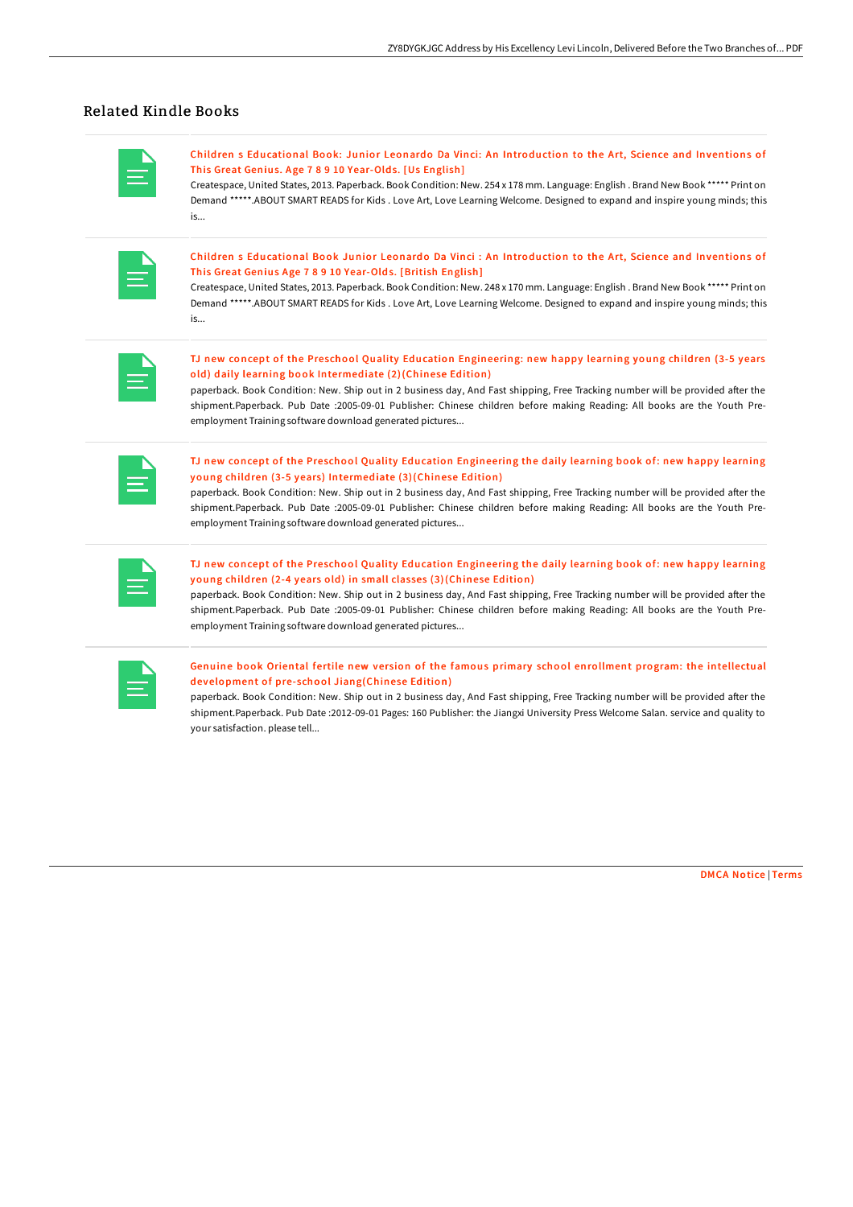## Related Kindle Books

### Children s Educational Book: Junior Leonardo Da Vinci: An Introduction to the Art, Science and Inventions of This Great Genius. Age 7 8 9 10 Year-Olds. [Us English]

Createspace, United States, 2013. Paperback. Book Condition: New. 254 x 178 mm. Language: English . Brand New Book ***** Print on Demand *****.ABOUT SMART READS for Kids . Love Art, Love Learning Welcome. Designed to expand and inspire young minds; this is...

### Children s Educational Book Junior Leonardo Da Vinci : An Introduction to the Art, Science and Inventions of This Great Genius Age 7 8 9 10 Year-Olds. [British English]

Createspace, United States, 2013. Paperback. Book Condition: New. 248 x 170 mm. Language: English . Brand New Book ***** Print on Demand *****.ABOUT SMART READS for Kids . Love Art, Love Learning Welcome. Designed to expand and inspire young minds; this is...

### TJ new concept of the Preschool Quality Education Engineering: new happy learning young children (3-5 years old) daily learning book Intermediate (2)(Chinese Edition)

paperback. Book Condition: New. Ship out in 2 business day, And Fast shipping, Free Tracking number will be provided after the shipment.Paperback. Pub Date :2005-09-01 Publisher: Chinese children before making Reading: All books are the Youth Pre-employment Training software download generated pictures...

### TJ new concept of the Preschool Quality Education Engineering the daily learning book of: new happy learning young children (3-5 years) Intermediate (3)(Chinese Edition)

paperback. Book Condition: New. Ship out in 2 business day, And Fast shipping, Free Tracking number will be provided after the shipment.Paperback. Pub Date :2005-09-01 Publisher: Chinese children before making Reading: All books are the Youth Pre-employment Training software download generated pictures...

### TJ new concept of the Preschool Quality Education Engineering the daily learning book of: new happy learning young children (2-4 years old) in small classes (3)(Chinese Edition)

paperback. Book Condition: New. Ship out in 2 business day, And Fast shipping, Free Tracking number will be provided after the shipment.Paperback. Pub Date :2005-09-01 Publisher: Chinese children before making Reading: All books are the Youth Pre-employment Training software download generated pictures...

### Genuine book Oriental fertile new version of the famous primary school enrollment program: the intellectual development of pre-school Jiang(Chinese Edition)

paperback. Book Condition: New. Ship out in 2 business day, And Fast shipping, Free Tracking number will be provided after the shipment.Paperback. Pub Date :2012-09-01 Pages: 160 Publisher: the Jiangxi University Press Welcome Salan. service and quality to your satisfaction. please tell...

DMCA Notice | Terms